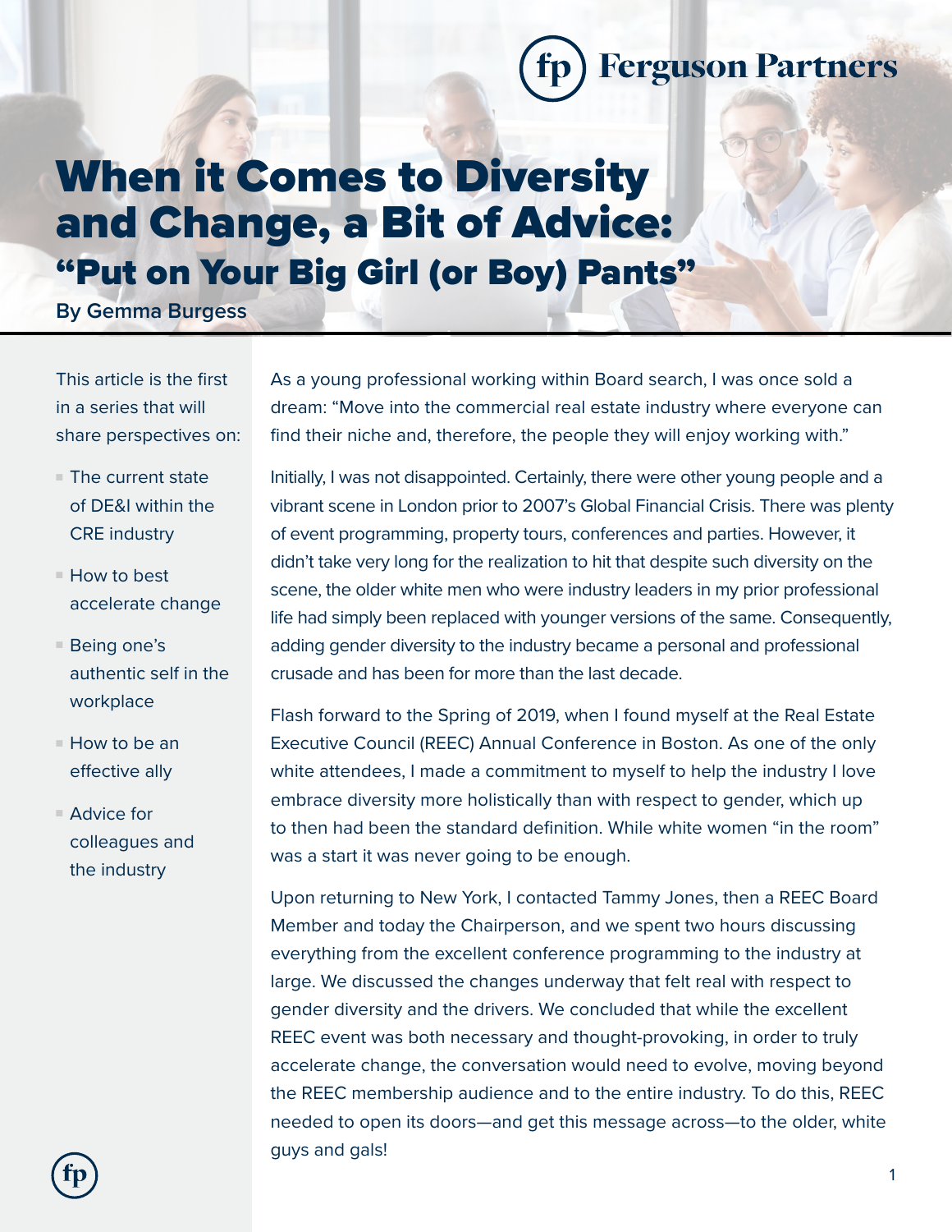# When it Comes to Diversity and Change, a Bit of Advice: "Put on Your Big Girl (or Boy) Pants"

**By Gemma Burgess**

This article is the first in a series that will share perspectives on:

- The current state of DE&I within the CRE industry
- How to best accelerate change
- Being one's authentic self in the workplace
- How to be an effective ally
- Advice for colleagues and the industry

As a young professional working within Board search, I was once sold a dream: "Move into the commercial real estate industry where everyone can find their niche and, therefore, the people they will enjoy working with."

Initially, I was not disappointed. Certainly, there were other young people and a vibrant scene in London prior to 2007's Global Financial Crisis. There was plenty of event programming, property tours, conferences and parties. However, it didn't take very long for the realization to hit that despite such diversity on the scene, the older white men who were industry leaders in my prior professional life had simply been replaced with younger versions of the same. Consequently, adding gender diversity to the industry became a personal and professional crusade and has been for more than the last decade.

Flash forward to the Spring of 2019, when I found myself at the Real Estate Executive Council (REEC) Annual Conference in Boston. As one of the only white attendees, I made a commitment to myself to help the industry I love embrace diversity more holistically than with respect to gender, which up to then had been the standard definition. While white women "in the room" was a start it was never going to be enough.

Upon returning to New York, I contacted Tammy Jones, then a REEC Board Member and today the Chairperson, and we spent two hours discussing everything from the excellent conference programming to the industry at large. We discussed the changes underway that felt real with respect to gender diversity and the drivers. We concluded that while the excellent REEC event was both necessary and thought-provoking, in order to truly accelerate change, the conversation would need to evolve, moving beyond the REEC membership audience and to the entire industry. To do this, REEC needed to open its doors—and get this message across—to the older, white guys and gals!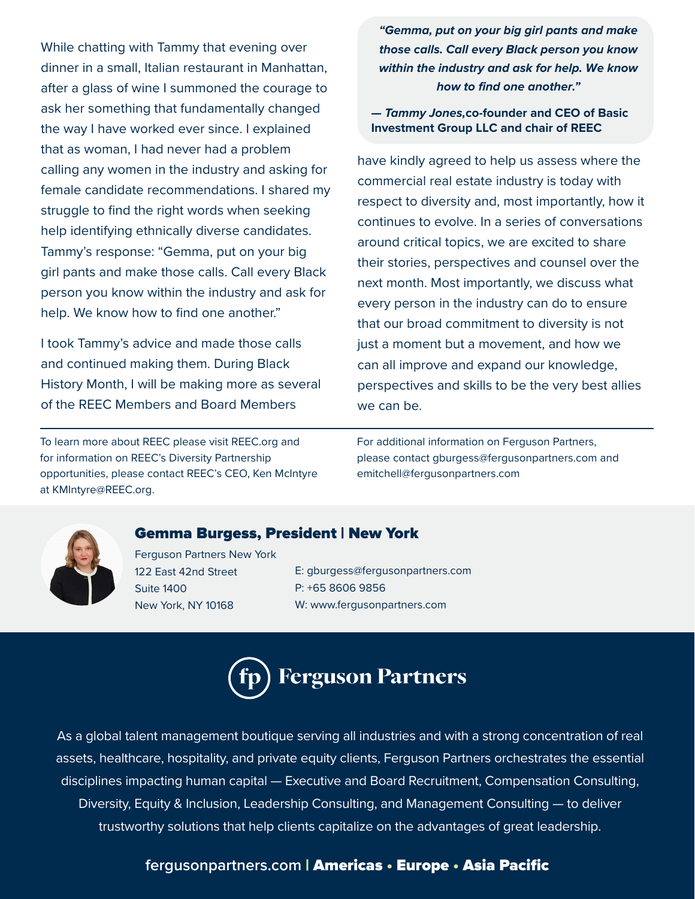While chatting with Tammy that evening over dinner in a small, Italian restaurant in Manhattan, after a glass of wine I summoned the courage to ask her something that fundamentally changed the way I have worked ever since. I explained that as woman, I had never had a problem calling any women in the industry and asking for female candidate recommendations. I shared my struggle to find the right words when seeking help identifying ethnically diverse candidates. Tammy's response: "Gemma, put on your big girl pants and make those calls. Call every Black person you know within the industry and ask for help. We know how to find one another."

I took Tammy's advice and made those calls and continued making them. During Black History Month, I will be making more as several of the REEC Members and Board Members have kindly agreed to help us assess where the commercial real estate industry is today with respect to diversity and, most importantly, how it continues to evolve. In a series of conversations around critical topics, we are excited to share their stories, perspectives and counsel over the next month. Most importantly, we discuss what every person in the industry can do to ensure that our broad commitment to diversity is not just a moment but a movement, and how we can all improve and expand our knowledge, perspectives and skills to be the very best allies we can be.

> ***"Gemma, put on your big girl pants and make those calls. Call every Black person you know within the industry and ask for help. We know how to find one another."***
>
> **— *Tammy Jones,*co-founder and CEO of Basic Investment Group LLC and chair of REEC**

---

To learn more about REEC please visit REEC.org and for information on REEC's Diversity Partnership opportunities, please contact REEC's CEO, Ken McIntyre at KMIntyre@REEC.org.

For additional information on Ferguson Partners, please contact gburgess@fergusonpartners.com and emitchell@fergusonpartners.com

## Gemma Burgess, President | New York

Ferguson Partners New York
122 East 42nd Street
Suite 1400
New York, NY 10168

E: gburgess@fergusonpartners.com
P: +65 8606 9856
W: www.fergusonpartners.com

**Ferguson Partners**

As a global talent management boutique serving all industries and with a strong concentration of real assets, healthcare, hospitality, and private equity clients, Ferguson Partners orchestrates the essential disciplines impacting human capital — Executive and Board Recruitment, Compensation Consulting, Diversity, Equity & Inclusion, Leadership Consulting, and Management Consulting — to deliver trustworthy solutions that help clients capitalize on the advantages of great leadership.

fergusonpartners.com | **Americas • Europe • Asia Pacific**